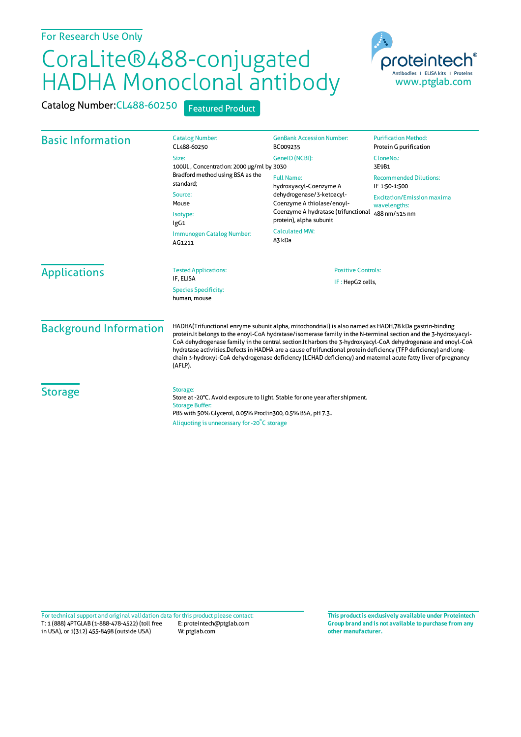For Research Use Only

# CoraLite®488-conjugated HADHA Monoclonal antibody

Catalog Number: CL488-60250 Featured Product

proteintech® Antibodies | ELISA kits | Proteins www.ptglab.com

## Basic Information

Catalog Number:
CL488-60250

Size:
100UL , Concentration: 2000 μg/ml by Bradford method using BSA as the standard;

Source:
Mouse

Isotype:
IgG1

Immunogen Catalog Number:
AG1211

GenBank Accession Number:
BC009235

GeneID (NCBI):
3030

Full Name:
hydroxyacyl-Coenzyme A dehydrogenase/3-ketoacyl-Coenzyme A thiolase/enoyl-Coenzyme A hydratase (trifunctional protein), alpha subunit

Calculated MW:
83 kDa

Purification Method:
Protein G purification

CloneNo.:
3E9B1

Recommended Dilutions:
IF 1:50-1:500

Excitation/Emission maxima wavelengths:
488 nm/515 nm

## Applications

Tested Applications:
IF, ELISA

Species Specificity:
human, mouse

Positive Controls:
IF : HepG2 cells,

## Background Information

HADHA(Trifunctional enzyme subunit alpha, mitochondrial) is also named as HADH,78 kDa gastrin-binding protein.It belongs to the enoyl-CoA hydratase/isomerase family in the N-terminal section and the 3-hydroxyacyl-CoA dehydrogenase family in the central section.It harbors the 3-hydroxyacyl-CoA dehydrogenase and enoyl-CoA hydratase activities.Defects in HADHA are a cause of trifunctional protein deficiency (TFP deficiency) and long-chain 3-hydroxyl-CoA dehydrogenase deficiency (LCHAD deficiency) and maternal acute fatty liver of pregnancy (AFLP).

## Storage

Storage:
Store at -20°C. Avoid exposure to light. Stable for one year after shipment.

Storage Buffer:
PBS with 50% Glycerol, 0.05% Proclin300, 0.5% BSA, pH 7.3..

Aliquoting is unnecessary for -20°C storage

For technical support and original validation data for this product please contact:
T: 1 (888) 4PTGLAB (1-888-478-4522) (toll free in USA), or 1(312) 455-8498 (outside USA)
E: proteintech@ptglab.com
W: ptglab.com

**This product is exclusively available under Proteintech Group brand and is not available to purchase from any other manufacturer.**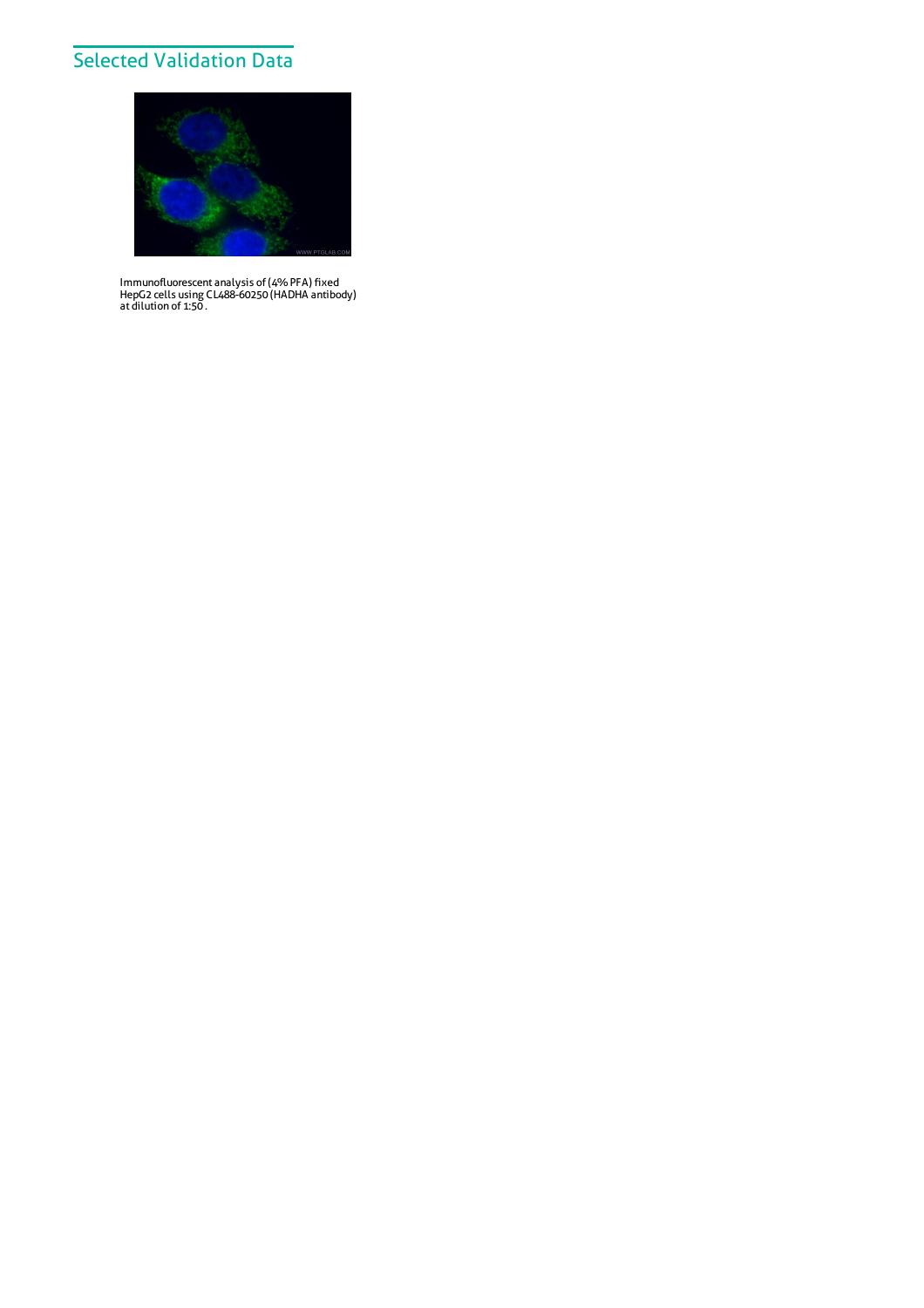## Selected Validation Data

Immunofluorescent analysis of (4% PFA) fixed HepG2 cells using CL488-60250 (HADHA antibody) at dilution of 1:50 .